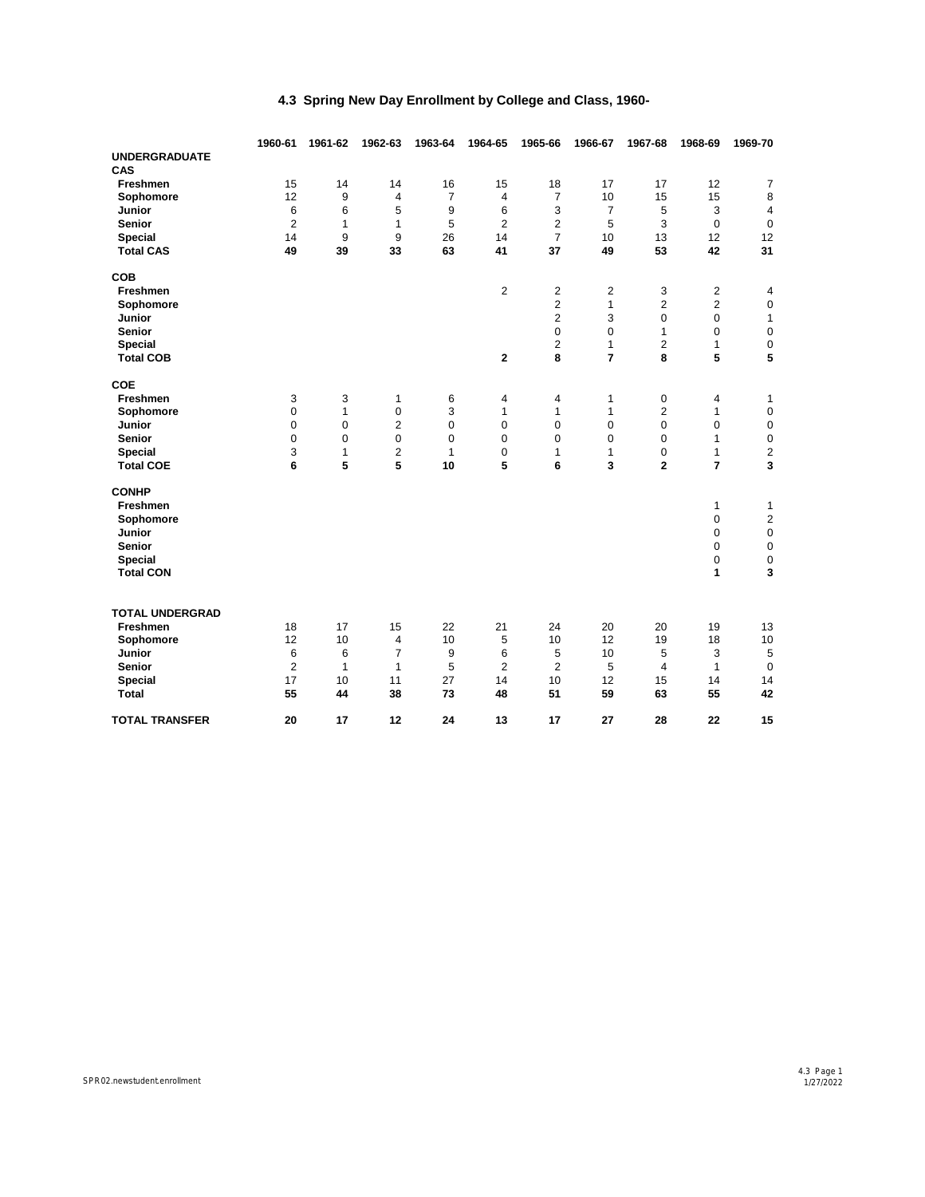# 4.3 Spring New Day Enrollment by College and Class, 1960-

| | 1960-61 | 1961-62 | 1962-63 | 1963-64 | 1964-65 | 1965-66 | 1966-67 | 1967-68 | 1968-69 | 1969-70 |
|---|---|---|---|---|---|---|---|---|---|---|
| **UNDERGRADUATE** | | | | | | | | | | |
| **CAS** | | | | | | | | | | |
| **Freshmen** | 15 | 14 | 14 | 16 | 15 | 18 | 17 | 17 | 12 | 7 |
| **Sophomore** | 12 | 9 | 4 | 7 | 4 | 7 | 10 | 15 | 15 | 8 |
| **Junior** | 6 | 6 | 5 | 9 | 6 | 3 | 7 | 5 | 3 | 4 |
| **Senior** | 2 | 1 | 1 | 5 | 2 | 2 | 5 | 3 | 0 | 0 |
| **Special** | 14 | 9 | 9 | 26 | 14 | 7 | 10 | 13 | 12 | 12 |
| **Total CAS** | **49** | **39** | **33** | **63** | **41** | **37** | **49** | **53** | **42** | **31** |
| **COB** | | | | | | | | | | |
| **Freshmen** | | | | | 2 | 2 | 2 | 3 | 2 | 4 |
| **Sophomore** | | | | | | 2 | 1 | 2 | 2 | 0 |
| **Junior** | | | | | | 2 | 3 | 0 | 0 | 1 |
| **Senior** | | | | | | 0 | 0 | 1 | 0 | 0 |
| **Special** | | | | | | 2 | 1 | 2 | 1 | 0 |
| **Total COB** | | | | | **2** | **8** | **7** | **8** | **5** | **5** |
| **COE** | | | | | | | | | | |
| **Freshmen** | 3 | 3 | 1 | 6 | 4 | 4 | 1 | 0 | 4 | 1 |
| **Sophomore** | 0 | 1 | 0 | 3 | 1 | 1 | 1 | 2 | 1 | 0 |
| **Junior** | 0 | 0 | 2 | 0 | 0 | 0 | 0 | 0 | 0 | 0 |
| **Senior** | 0 | 0 | 0 | 0 | 0 | 0 | 0 | 0 | 1 | 0 |
| **Special** | 3 | 1 | 2 | 1 | 0 | 1 | 1 | 0 | 1 | 2 |
| **Total COE** | **6** | **5** | **5** | **10** | **5** | **6** | **3** | **2** | **7** | **3** |
| **CONHP** | | | | | | | | | | |
| **Freshmen** | | | | | | | | | 1 | 1 |
| **Sophomore** | | | | | | | | | 0 | 2 |
| **Junior** | | | | | | | | | 0 | 0 |
| **Senior** | | | | | | | | | 0 | 0 |
| **Special** | | | | | | | | | 0 | 0 |
| **Total CON** | | | | | | | | | **1** | **3** |
| **TOTAL UNDERGRAD** | | | | | | | | | | |
| **Freshmen** | 18 | 17 | 15 | 22 | 21 | 24 | 20 | 20 | 19 | 13 |
| **Sophomore** | 12 | 10 | 4 | 10 | 5 | 10 | 12 | 19 | 18 | 10 |
| **Junior** | 6 | 6 | 7 | 9 | 6 | 5 | 10 | 5 | 3 | 5 |
| **Senior** | 2 | 1 | 1 | 5 | 2 | 2 | 5 | 4 | 1 | 0 |
| **Special** | 17 | 10 | 11 | 27 | 14 | 10 | 12 | 15 | 14 | 14 |
| **Total** | **55** | **44** | **38** | **73** | **48** | **51** | **59** | **63** | **55** | **42** |
| **TOTAL TRANSFER** | **20** | **17** | **12** | **24** | **13** | **17** | **27** | **28** | **22** | **15** |

SPR02.newstudent.enrollment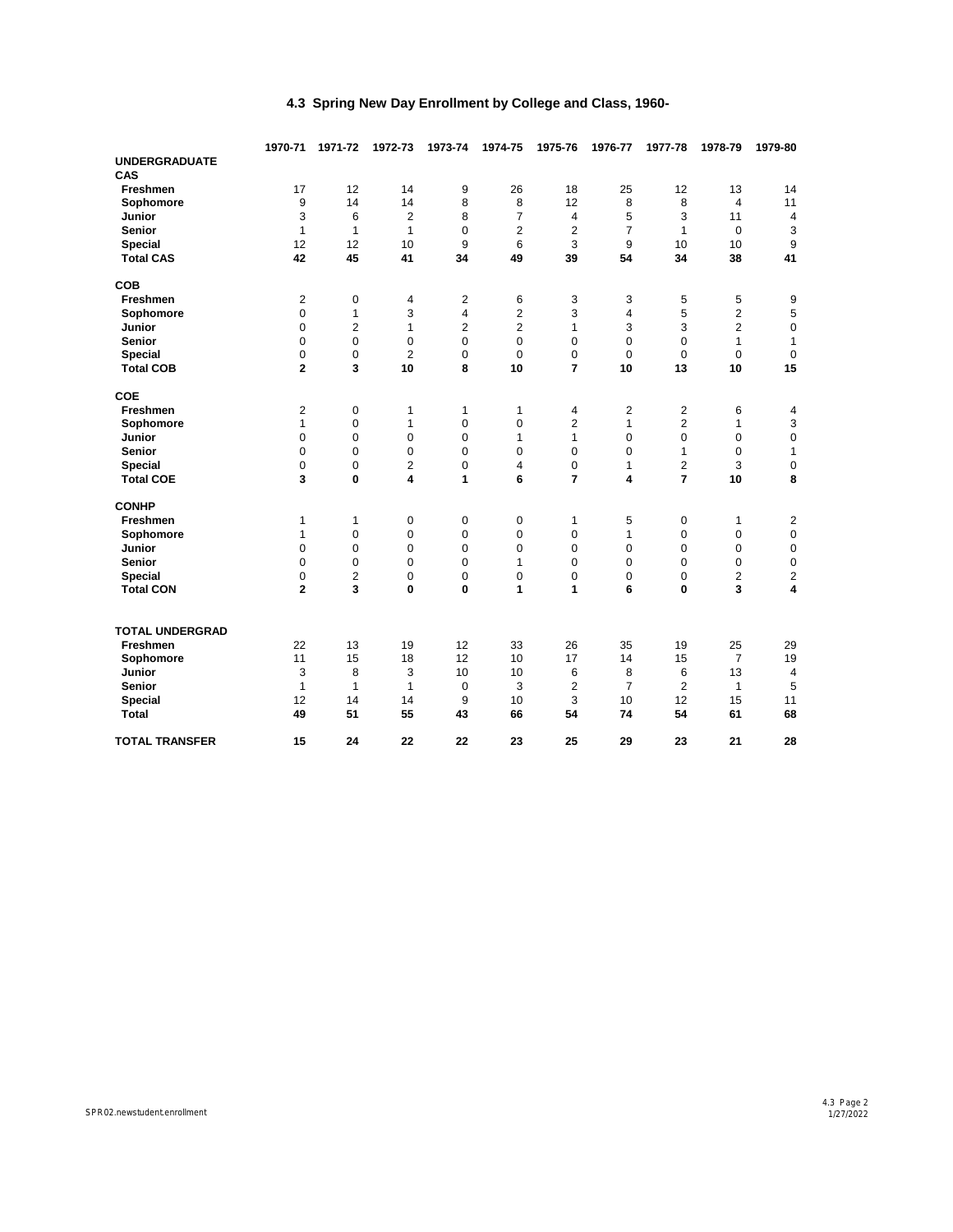# 4.3 Spring New Day Enrollment by College and Class, 1960-

| | 1970-71 | 1971-72 | 1972-73 | 1973-74 | 1974-75 | 1975-76 | 1976-77 | 1977-78 | 1978-79 | 1979-80 |
|---|---|---|---|---|---|---|---|---|---|---|
| **UNDERGRADUATE** | | | | | | | | | | |
| **CAS** | | | | | | | | | | |
| **Freshmen** | 17 | 12 | 14 | 9 | 26 | 18 | 25 | 12 | 13 | 14 |
| **Sophomore** | 9 | 14 | 14 | 8 | 8 | 12 | 8 | 8 | 4 | 11 |
| **Junior** | 3 | 6 | 2 | 8 | 7 | 4 | 5 | 3 | 11 | 4 |
| **Senior** | 1 | 1 | 1 | 0 | 2 | 2 | 7 | 1 | 0 | 3 |
| **Special** | 12 | 12 | 10 | 9 | 6 | 3 | 9 | 10 | 10 | 9 |
| **Total CAS** | **42** | **45** | **41** | **34** | **49** | **39** | **54** | **34** | **38** | **41** |
| **COB** | | | | | | | | | | |
| **Freshmen** | 2 | 0 | 4 | 2 | 6 | 3 | 3 | 5 | 5 | 9 |
| **Sophomore** | 0 | 1 | 3 | 4 | 2 | 3 | 4 | 5 | 2 | 5 |
| **Junior** | 0 | 2 | 1 | 2 | 2 | 1 | 3 | 3 | 2 | 0 |
| **Senior** | 0 | 0 | 0 | 0 | 0 | 0 | 0 | 0 | 1 | 1 |
| **Special** | 0 | 0 | 2 | 0 | 0 | 0 | 0 | 0 | 0 | 0 |
| **Total COB** | **2** | **3** | **10** | **8** | **10** | **7** | **10** | **13** | **10** | **15** |
| **COE** | | | | | | | | | | |
| **Freshmen** | 2 | 0 | 1 | 1 | 1 | 4 | 2 | 2 | 6 | 4 |
| **Sophomore** | 1 | 0 | 1 | 0 | 0 | 2 | 1 | 2 | 1 | 3 |
| **Junior** | 0 | 0 | 0 | 0 | 1 | 1 | 0 | 0 | 0 | 0 |
| **Senior** | 0 | 0 | 0 | 0 | 0 | 0 | 0 | 1 | 0 | 1 |
| **Special** | 0 | 0 | 2 | 0 | 4 | 0 | 1 | 2 | 3 | 0 |
| **Total COE** | **3** | **0** | **4** | **1** | **6** | **7** | **4** | **7** | **10** | **8** |
| **CONHP** | | | | | | | | | | |
| **Freshmen** | 1 | 1 | 0 | 0 | 0 | 1 | 5 | 0 | 1 | 2 |
| **Sophomore** | 1 | 0 | 0 | 0 | 0 | 0 | 1 | 0 | 0 | 0 |
| **Junior** | 0 | 0 | 0 | 0 | 0 | 0 | 0 | 0 | 0 | 0 |
| **Senior** | 0 | 0 | 0 | 0 | 1 | 0 | 0 | 0 | 0 | 0 |
| **Special** | 0 | 2 | 0 | 0 | 0 | 0 | 0 | 0 | 2 | 2 |
| **Total CON** | **2** | **3** | **0** | **0** | **1** | **1** | **6** | **0** | **3** | **4** |
| **TOTAL UNDERGRAD** | | | | | | | | | | |
| **Freshmen** | 22 | 13 | 19 | 12 | 33 | 26 | 35 | 19 | 25 | 29 |
| **Sophomore** | 11 | 15 | 18 | 12 | 10 | 17 | 14 | 15 | 7 | 19 |
| **Junior** | 3 | 8 | 3 | 10 | 10 | 6 | 8 | 6 | 13 | 4 |
| **Senior** | 1 | 1 | 1 | 0 | 3 | 2 | 7 | 2 | 1 | 5 |
| **Special** | 12 | 14 | 14 | 9 | 10 | 3 | 10 | 12 | 15 | 11 |
| **Total** | **49** | **51** | **55** | **43** | **66** | **54** | **74** | **54** | **61** | **68** |
| **TOTAL TRANSFER** | **15** | **24** | **22** | **22** | **23** | **25** | **29** | **23** | **21** | **28** |

SPR02.newstudent.enrollment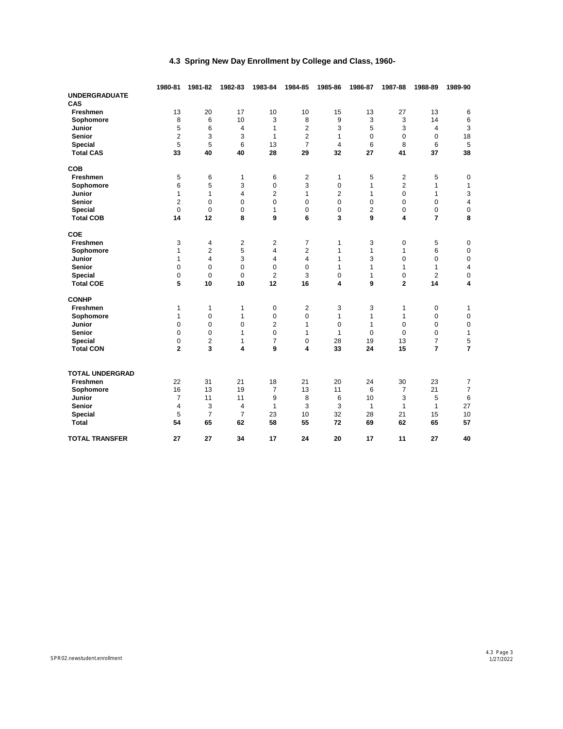# 4.3 Spring New Day Enrollment by College and Class, 1960-

| | 1980-81 | 1981-82 | 1982-83 | 1983-84 | 1984-85 | 1985-86 | 1986-87 | 1987-88 | 1988-89 | 1989-90 |
|---|---|---|---|---|---|---|---|---|---|---|
| **UNDERGRADUATE** | | | | | | | | | | |
| **CAS** | | | | | | | | | | |
| **Freshmen** | 13 | 20 | 17 | 10 | 10 | 15 | 13 | 27 | 13 | 6 |
| **Sophomore** | 8 | 6 | 10 | 3 | 8 | 9 | 3 | 3 | 14 | 6 |
| **Junior** | 5 | 6 | 4 | 1 | 2 | 3 | 5 | 3 | 4 | 3 |
| **Senior** | 2 | 3 | 3 | 1 | 2 | 1 | 0 | 0 | 0 | 18 |
| **Special** | 5 | 5 | 6 | 13 | 7 | 4 | 6 | 8 | 6 | 5 |
| **Total CAS** | **33** | **40** | **40** | **28** | **29** | **32** | **27** | **41** | **37** | **38** |
| **COB** | | | | | | | | | | |
| **Freshmen** | 5 | 6 | 1 | 6 | 2 | 1 | 5 | 2 | 5 | 0 |
| **Sophomore** | 6 | 5 | 3 | 0 | 3 | 0 | 1 | 2 | 1 | 1 |
| **Junior** | 1 | 1 | 4 | 2 | 1 | 2 | 1 | 0 | 1 | 3 |
| **Senior** | 2 | 0 | 0 | 0 | 0 | 0 | 0 | 0 | 0 | 4 |
| **Special** | 0 | 0 | 0 | 1 | 0 | 0 | 2 | 0 | 0 | 0 |
| **Total COB** | **14** | **12** | **8** | **9** | **6** | **3** | **9** | **4** | **7** | **8** |
| **COE** | | | | | | | | | | |
| **Freshmen** | 3 | 4 | 2 | 2 | 7 | 1 | 3 | 0 | 5 | 0 |
| **Sophomore** | 1 | 2 | 5 | 4 | 2 | 1 | 1 | 1 | 6 | 0 |
| **Junior** | 1 | 4 | 3 | 4 | 4 | 1 | 3 | 0 | 0 | 0 |
| **Senior** | 0 | 0 | 0 | 0 | 0 | 1 | 1 | 1 | 1 | 4 |
| **Special** | 0 | 0 | 0 | 2 | 3 | 0 | 1 | 0 | 2 | 0 |
| **Total COE** | **5** | **10** | **10** | **12** | **16** | **4** | **9** | **2** | **14** | **4** |
| **CONHP** | | | | | | | | | | |
| **Freshmen** | 1 | 1 | 1 | 0 | 2 | 3 | 3 | 1 | 0 | 1 |
| **Sophomore** | 1 | 0 | 1 | 0 | 0 | 1 | 1 | 1 | 0 | 0 |
| **Junior** | 0 | 0 | 0 | 2 | 1 | 0 | 1 | 0 | 0 | 0 |
| **Senior** | 0 | 0 | 1 | 0 | 1 | 1 | 0 | 0 | 0 | 1 |
| **Special** | 0 | 2 | 1 | 7 | 0 | 28 | 19 | 13 | 7 | 5 |
| **Total CON** | **2** | **3** | **4** | **9** | **4** | **33** | **24** | **15** | **7** | **7** |
| **TOTAL UNDERGRAD** | | | | | | | | | | |
| **Freshmen** | 22 | 31 | 21 | 18 | 21 | 20 | 24 | 30 | 23 | 7 |
| **Sophomore** | 16 | 13 | 19 | 7 | 13 | 11 | 6 | 7 | 21 | 7 |
| **Junior** | 7 | 11 | 11 | 9 | 8 | 6 | 10 | 3 | 5 | 6 |
| **Senior** | 4 | 3 | 4 | 1 | 3 | 3 | 1 | 1 | 1 | 27 |
| **Special** | 5 | 7 | 7 | 23 | 10 | 32 | 28 | 21 | 15 | 10 |
| **Total** | **54** | **65** | **62** | **58** | **55** | **72** | **69** | **62** | **65** | **57** |
| **TOTAL TRANSFER** | **27** | **27** | **34** | **17** | **24** | **20** | **17** | **11** | **27** | **40** |

SPR02.newstudent.enrollment

1/27/2022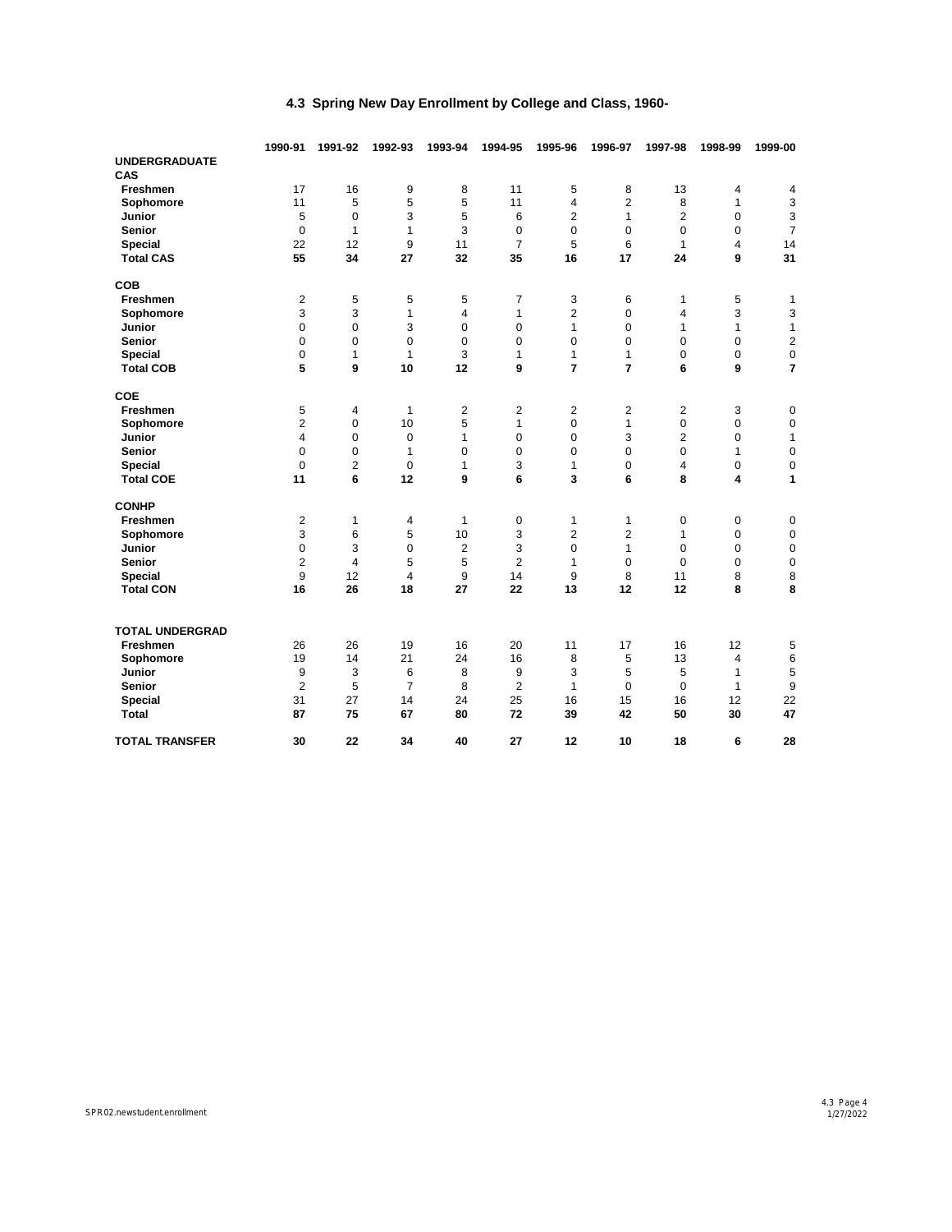# 4.3 Spring New Day Enrollment by College and Class, 1960-

| | 1990-91 | 1991-92 | 1992-93 | 1993-94 | 1994-95 | 1995-96 | 1996-97 | 1997-98 | 1998-99 | 1999-00 |
|---|---|---|---|---|---|---|---|---|---|---|
| **UNDERGRADUATE** | | | | | | | | | | |
| **CAS** | | | | | | | | | | |
| **Freshmen** | 17 | 16 | 9 | 8 | 11 | 5 | 8 | 13 | 4 | 4 |
| **Sophomore** | 11 | 5 | 5 | 5 | 11 | 4 | 2 | 8 | 1 | 3 |
| **Junior** | 5 | 0 | 3 | 5 | 6 | 2 | 1 | 2 | 0 | 3 |
| **Senior** | 0 | 1 | 1 | 3 | 0 | 0 | 0 | 0 | 0 | 7 |
| **Special** | 22 | 12 | 9 | 11 | 7 | 5 | 6 | 1 | 4 | 14 |
| **Total CAS** | **55** | **34** | **27** | **32** | **35** | **16** | **17** | **24** | **9** | **31** |
| **COB** | | | | | | | | | | |
| **Freshmen** | 2 | 5 | 5 | 5 | 7 | 3 | 6 | 1 | 5 | 1 |
| **Sophomore** | 3 | 3 | 1 | 4 | 1 | 2 | 0 | 4 | 3 | 3 |
| **Junior** | 0 | 0 | 3 | 0 | 0 | 1 | 0 | 1 | 1 | 1 |
| **Senior** | 0 | 0 | 0 | 0 | 0 | 0 | 0 | 0 | 0 | 2 |
| **Special** | 0 | 1 | 1 | 3 | 1 | 1 | 1 | 0 | 0 | 0 |
| **Total COB** | **5** | **9** | **10** | **12** | **9** | **7** | **7** | **6** | **9** | **7** |
| **COE** | | | | | | | | | | |
| **Freshmen** | 5 | 4 | 1 | 2 | 2 | 2 | 2 | 2 | 3 | 0 |
| **Sophomore** | 2 | 0 | 10 | 5 | 1 | 0 | 1 | 0 | 0 | 0 |
| **Junior** | 4 | 0 | 0 | 1 | 0 | 0 | 3 | 2 | 0 | 1 |
| **Senior** | 0 | 0 | 1 | 0 | 0 | 0 | 0 | 0 | 1 | 0 |
| **Special** | 0 | 2 | 0 | 1 | 3 | 1 | 0 | 4 | 0 | 0 |
| **Total COE** | **11** | **6** | **12** | **9** | **6** | **3** | **6** | **8** | **4** | **1** |
| **CONHP** | | | | | | | | | | |
| **Freshmen** | 2 | 1 | 4 | 1 | 0 | 1 | 1 | 0 | 0 | 0 |
| **Sophomore** | 3 | 6 | 5 | 10 | 3 | 2 | 2 | 1 | 0 | 0 |
| **Junior** | 0 | 3 | 0 | 2 | 3 | 0 | 1 | 0 | 0 | 0 |
| **Senior** | 2 | 4 | 5 | 5 | 2 | 1 | 0 | 0 | 0 | 0 |
| **Special** | 9 | 12 | 4 | 9 | 14 | 9 | 8 | 11 | 8 | 8 |
| **Total CON** | **16** | **26** | **18** | **27** | **22** | **13** | **12** | **12** | **8** | **8** |
| **TOTAL UNDERGRAD** | | | | | | | | | | |
| **Freshmen** | 26 | 26 | 19 | 16 | 20 | 11 | 17 | 16 | 12 | 5 |
| **Sophomore** | 19 | 14 | 21 | 24 | 16 | 8 | 5 | 13 | 4 | 6 |
| **Junior** | 9 | 3 | 6 | 8 | 9 | 3 | 5 | 5 | 1 | 5 |
| **Senior** | 2 | 5 | 7 | 8 | 2 | 1 | 0 | 0 | 1 | 9 |
| **Special** | 31 | 27 | 14 | 24 | 25 | 16 | 15 | 16 | 12 | 22 |
| **Total** | **87** | **75** | **67** | **80** | **72** | **39** | **42** | **50** | **30** | **47** |
| **TOTAL TRANSFER** | **30** | **22** | **34** | **40** | **27** | **12** | **10** | **18** | **6** | **28** |

SPR02.newstudent.enrollment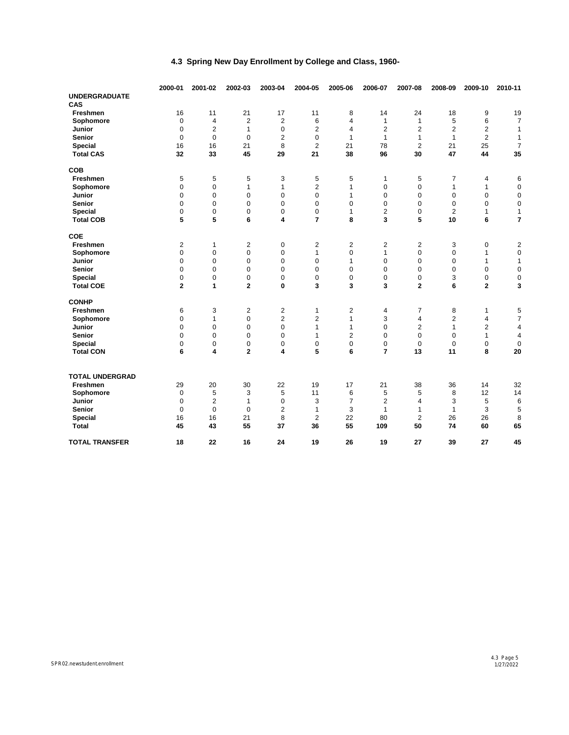## 4.3 Spring New Day Enrollment by College and Class, 1960-

| | 2000-01 | 2001-02 | 2002-03 | 2003-04 | 2004-05 | 2005-06 | 2006-07 | 2007-08 | 2008-09 | 2009-10 | 2010-11 |
|---|---|---|---|---|---|---|---|---|---|---|---|
| **UNDERGRADUATE** | | | | | | | | | | | |
| **CAS** | | | | | | | | | | | |
| **Freshmen** | 16 | 11 | 21 | 17 | 11 | 8 | 14 | 24 | 18 | 9 | 19 |
| **Sophomore** | 0 | 4 | 2 | 2 | 6 | 4 | 1 | 1 | 5 | 6 | 7 |
| **Junior** | 0 | 2 | 1 | 0 | 2 | 4 | 2 | 2 | 2 | 2 | 1 |
| **Senior** | 0 | 0 | 0 | 2 | 0 | 1 | 1 | 1 | 1 | 2 | 1 |
| **Special** | 16 | 16 | 21 | 8 | 2 | 21 | 78 | 2 | 21 | 25 | 7 |
| **Total CAS** | **32** | **33** | **45** | **29** | **21** | **38** | **96** | **30** | **47** | **44** | **35** |
| **COB** | | | | | | | | | | | |
| **Freshmen** | 5 | 5 | 5 | 3 | 5 | 5 | 1 | 5 | 7 | 4 | 6 |
| **Sophomore** | 0 | 0 | 1 | 1 | 2 | 1 | 0 | 0 | 1 | 1 | 0 |
| **Junior** | 0 | 0 | 0 | 0 | 0 | 1 | 0 | 0 | 0 | 0 | 0 |
| **Senior** | 0 | 0 | 0 | 0 | 0 | 0 | 0 | 0 | 0 | 0 | 0 |
| **Special** | 0 | 0 | 0 | 0 | 0 | 1 | 2 | 0 | 2 | 1 | 1 |
| **Total COB** | **5** | **5** | **6** | **4** | **7** | **8** | **3** | **5** | **10** | **6** | **7** |
| **COE** | | | | | | | | | | | |
| **Freshmen** | 2 | 1 | 2 | 0 | 2 | 2 | 2 | 2 | 3 | 0 | 2 |
| **Sophomore** | 0 | 0 | 0 | 0 | 1 | 0 | 1 | 0 | 0 | 1 | 0 |
| **Junior** | 0 | 0 | 0 | 0 | 0 | 1 | 0 | 0 | 0 | 1 | 1 |
| **Senior** | 0 | 0 | 0 | 0 | 0 | 0 | 0 | 0 | 0 | 0 | 0 |
| **Special** | 0 | 0 | 0 | 0 | 0 | 0 | 0 | 0 | 3 | 0 | 0 |
| **Total COE** | **2** | **1** | **2** | **0** | **3** | **3** | **3** | **2** | **6** | **2** | **3** |
| **CONHP** | | | | | | | | | | | |
| **Freshmen** | 6 | 3 | 2 | 2 | 1 | 2 | 4 | 7 | 8 | 1 | 5 |
| **Sophomore** | 0 | 1 | 0 | 2 | 2 | 1 | 3 | 4 | 2 | 4 | 7 |
| **Junior** | 0 | 0 | 0 | 0 | 1 | 1 | 0 | 2 | 1 | 2 | 4 |
| **Senior** | 0 | 0 | 0 | 0 | 1 | 2 | 0 | 0 | 0 | 1 | 4 |
| **Special** | 0 | 0 | 0 | 0 | 0 | 0 | 0 | 0 | 0 | 0 | 0 |
| **Total CON** | **6** | **4** | **2** | **4** | **5** | **6** | **7** | **13** | **11** | **8** | **20** |
| **TOTAL UNDERGRAD** | | | | | | | | | | | |
| **Freshmen** | 29 | 20 | 30 | 22 | 19 | 17 | 21 | 38 | 36 | 14 | 32 |
| **Sophomore** | 0 | 5 | 3 | 5 | 11 | 6 | 5 | 5 | 8 | 12 | 14 |
| **Junior** | 0 | 2 | 1 | 0 | 3 | 7 | 2 | 4 | 3 | 5 | 6 |
| **Senior** | 0 | 0 | 0 | 2 | 1 | 3 | 1 | 1 | 1 | 3 | 5 |
| **Special** | 16 | 16 | 21 | 8 | 2 | 22 | 80 | 2 | 26 | 26 | 8 |
| **Total** | **45** | **43** | **55** | **37** | **36** | **55** | **109** | **50** | **74** | **60** | **65** |
| **TOTAL TRANSFER** | **18** | **22** | **16** | **24** | **19** | **26** | **19** | **27** | **39** | **27** | **45** |

SPR02.newstudent.enrollment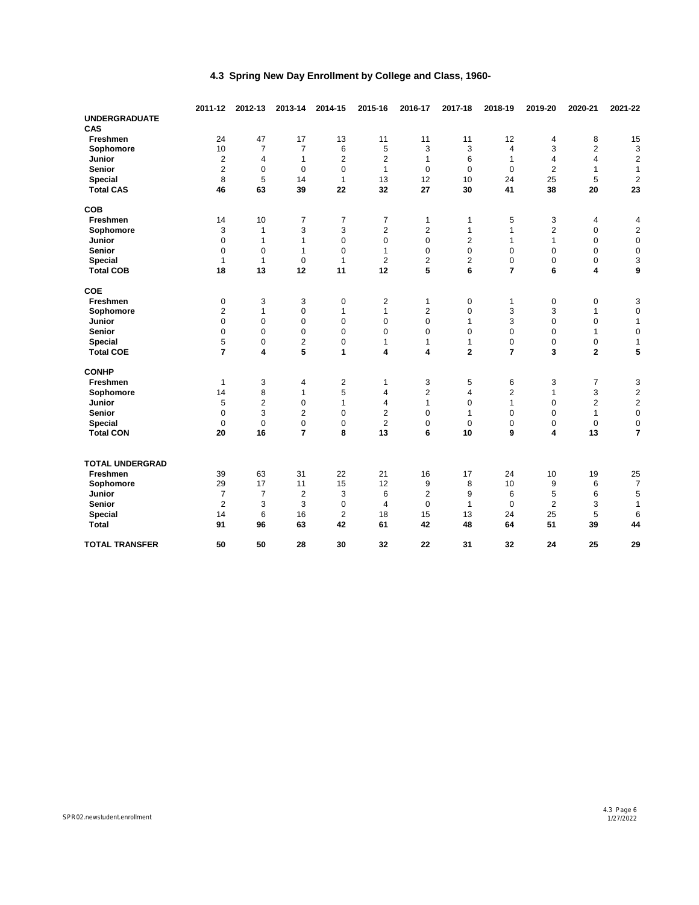## 4.3 Spring New Day Enrollment by College and Class, 1960-

| | 2011-12 | 2012-13 | 2013-14 | 2014-15 | 2015-16 | 2016-17 | 2017-18 | 2018-19 | 2019-20 | 2020-21 | 2021-22 |
|---|---|---|---|---|---|---|---|---|---|---|---|
| **UNDERGRADUATE** | | | | | | | | | | | |
| **CAS** | | | | | | | | | | | |
| **Freshmen** | 24 | 47 | 17 | 13 | 11 | 11 | 11 | 12 | 4 | 8 | 15 |
| **Sophomore** | 10 | 7 | 7 | 6 | 5 | 3 | 3 | 4 | 3 | 2 | 3 |
| **Junior** | 2 | 4 | 1 | 2 | 2 | 1 | 6 | 1 | 4 | 4 | 2 |
| **Senior** | 2 | 0 | 0 | 0 | 1 | 0 | 0 | 0 | 2 | 1 | 1 |
| **Special** | 8 | 5 | 14 | 1 | 13 | 12 | 10 | 24 | 25 | 5 | 2 |
| **Total CAS** | **46** | **63** | **39** | **22** | **32** | **27** | **30** | **41** | **38** | **20** | **23** |
| **COB** | | | | | | | | | | | |
| **Freshmen** | 14 | 10 | 7 | 7 | 7 | 1 | 1 | 5 | 3 | 4 | 4 |
| **Sophomore** | 3 | 1 | 3 | 3 | 2 | 2 | 1 | 1 | 2 | 0 | 2 |
| **Junior** | 0 | 1 | 1 | 0 | 0 | 0 | 2 | 1 | 1 | 0 | 0 |
| **Senior** | 0 | 0 | 1 | 0 | 1 | 0 | 0 | 0 | 0 | 0 | 0 |
| **Special** | 1 | 1 | 0 | 1 | 2 | 2 | 2 | 0 | 0 | 0 | 3 |
| **Total COB** | **18** | **13** | **12** | **11** | **12** | **5** | **6** | **7** | **6** | **4** | **9** |
| **COE** | | | | | | | | | | | |
| **Freshmen** | 0 | 3 | 3 | 0 | 2 | 1 | 0 | 1 | 0 | 0 | 3 |
| **Sophomore** | 2 | 1 | 0 | 1 | 1 | 2 | 0 | 3 | 3 | 1 | 0 |
| **Junior** | 0 | 0 | 0 | 0 | 0 | 0 | 1 | 3 | 0 | 0 | 1 |
| **Senior** | 0 | 0 | 0 | 0 | 0 | 0 | 0 | 0 | 0 | 1 | 0 |
| **Special** | 5 | 0 | 2 | 0 | 1 | 1 | 1 | 0 | 0 | 0 | 1 |
| **Total COE** | **7** | **4** | **5** | **1** | **4** | **4** | **2** | **7** | **3** | **2** | **5** |
| **CONHP** | | | | | | | | | | | |
| **Freshmen** | 1 | 3 | 4 | 2 | 1 | 3 | 5 | 6 | 3 | 7 | 3 |
| **Sophomore** | 14 | 8 | 1 | 5 | 4 | 2 | 4 | 2 | 1 | 3 | 2 |
| **Junior** | 5 | 2 | 0 | 1 | 4 | 1 | 0 | 1 | 0 | 2 | 2 |
| **Senior** | 0 | 3 | 2 | 0 | 2 | 0 | 1 | 0 | 0 | 1 | 0 |
| **Special** | 0 | 0 | 0 | 0 | 2 | 0 | 0 | 0 | 0 | 0 | 0 |
| **Total CON** | **20** | **16** | **7** | **8** | **13** | **6** | **10** | **9** | **4** | **13** | **7** |
| **TOTAL UNDERGRAD** | | | | | | | | | | | |
| **Freshmen** | 39 | 63 | 31 | 22 | 21 | 16 | 17 | 24 | 10 | 19 | 25 |
| **Sophomore** | 29 | 17 | 11 | 15 | 12 | 9 | 8 | 10 | 9 | 6 | 7 |
| **Junior** | 7 | 7 | 2 | 3 | 6 | 2 | 9 | 6 | 5 | 6 | 5 |
| **Senior** | 2 | 3 | 3 | 0 | 4 | 0 | 1 | 0 | 2 | 3 | 1 |
| **Special** | 14 | 6 | 16 | 2 | 18 | 15 | 13 | 24 | 25 | 5 | 6 |
| **Total** | **91** | **96** | **63** | **42** | **61** | **42** | **48** | **64** | **51** | **39** | **44** |
| **TOTAL TRANSFER** | **50** | **50** | **28** | **30** | **32** | **22** | **31** | **32** | **24** | **25** | **29** |

SPR02.newstudent.enrollment

4.3 Page 6
1/27/2022